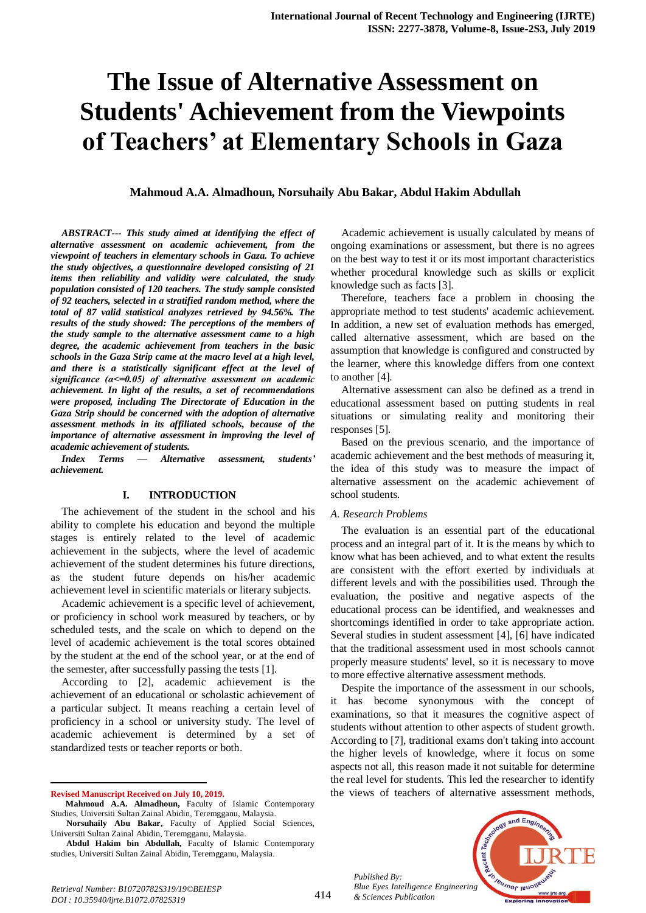# The Issue of Alternative Assessment on Students' Achievement from the Viewpoints of Teachers' at Elementary Schools in Gaza

**Mahmoud A.A. Almadhoun, Norsuhaily Abu Bakar, Abdul Hakim Abdullah**

***ABSTRACT--- This study aimed at identifying the effect of alternative assessment on academic achievement, from the viewpoint of teachers in elementary schools in Gaza. To achieve the study objectives, a questionnaire developed consisting of 21 items then reliability and validity were calculated, the study population consisted of 120 teachers. The study sample consisted of 92 teachers, selected in a stratified random method, where the total of 87 valid statistical analyzes retrieved by 94.56%. The results of the study showed: The perceptions of the members of the study sample to the alternative assessment came to a high degree, the academic achievement from teachers in the basic schools in the Gaza Strip came at the macro level at a high level, and there is a statistically significant effect at the level of significance (α<=0.05) of alternative assessment on academic achievement. In light of the results, a set of recommendations were proposed, including The Directorate of Education in the Gaza Strip should be concerned with the adoption of alternative assessment methods in its affiliated schools, because of the importance of alternative assessment in improving the level of academic achievement of students.***

***Index Terms — Alternative assessment, students' achievement.***

## I. INTRODUCTION

The achievement of the student in the school and his ability to complete his education and beyond the multiple stages is entirely related to the level of academic achievement in the subjects, where the level of academic achievement of the student determines his future directions, as the student future depends on his/her academic achievement level in scientific materials or literary subjects.

Academic achievement is a specific level of achievement, or proficiency in school work measured by teachers, or by scheduled tests, and the scale on which to depend on the level of academic achievement is the total scores obtained by the student at the end of the school year, or at the end of the semester, after successfully passing the tests [1].

According to [2], academic achievement is the achievement of an educational or scholastic achievement of a particular subject. It means reaching a certain level of proficiency in a school or university study. The level of academic achievement is determined by a set of standardized tests or teacher reports or both.

Academic achievement is usually calculated by means of ongoing examinations or assessment, but there is no agrees on the best way to test it or its most important characteristics whether procedural knowledge such as skills or explicit knowledge such as facts [3].

Therefore, teachers face a problem in choosing the appropriate method to test students' academic achievement. In addition, a new set of evaluation methods has emerged, called alternative assessment, which are based on the assumption that knowledge is configured and constructed by the learner, where this knowledge differs from one context to another [4].

Alternative assessment can also be defined as a trend in educational assessment based on putting students in real situations or simulating reality and monitoring their responses [5].

Based on the previous scenario, and the importance of academic achievement and the best methods of measuring it, the idea of this study was to measure the impact of alternative assessment on the academic achievement of school students.

### *A. Research Problems*

The evaluation is an essential part of the educational process and an integral part of it. It is the means by which to know what has been achieved, and to what extent the results are consistent with the effort exerted by individuals at different levels and with the possibilities used. Through the evaluation, the positive and negative aspects of the educational process can be identified, and weaknesses and shortcomings identified in order to take appropriate action. Several studies in student assessment [4], [6] have indicated that the traditional assessment used in most schools cannot properly measure students' level, so it is necessary to move to more effective alternative assessment methods.

Despite the importance of the assessment in our schools, it has become synonymous with the concept of examinations, so that it measures the cognitive aspect of students without attention to other aspects of student growth. According to [7], traditional exams don't taking into account the higher levels of knowledge, where it focus on some aspects not all, this reason made it not suitable for determine the real level for students. This led the researcher to identify the views of teachers of alternative assessment methods,

---

**Revised Manuscript Received on July 10, 2019.**

**Mahmoud A.A. Almadhoun,** Faculty of Islamic Contemporary Studies, Universiti Sultan Zainal Abidin, Teremgganu, Malaysia.

**Norsuhaily Abu Bakar,** Faculty of Applied Social Sciences, Universiti Sultan Zainal Abidin, Teremgganu, Malaysia.

**Abdul Hakim bin Abdullah,** Faculty of Islamic Contemporary studies, Universiti Sultan Zainal Abidin, Teremgganu, Malaysia.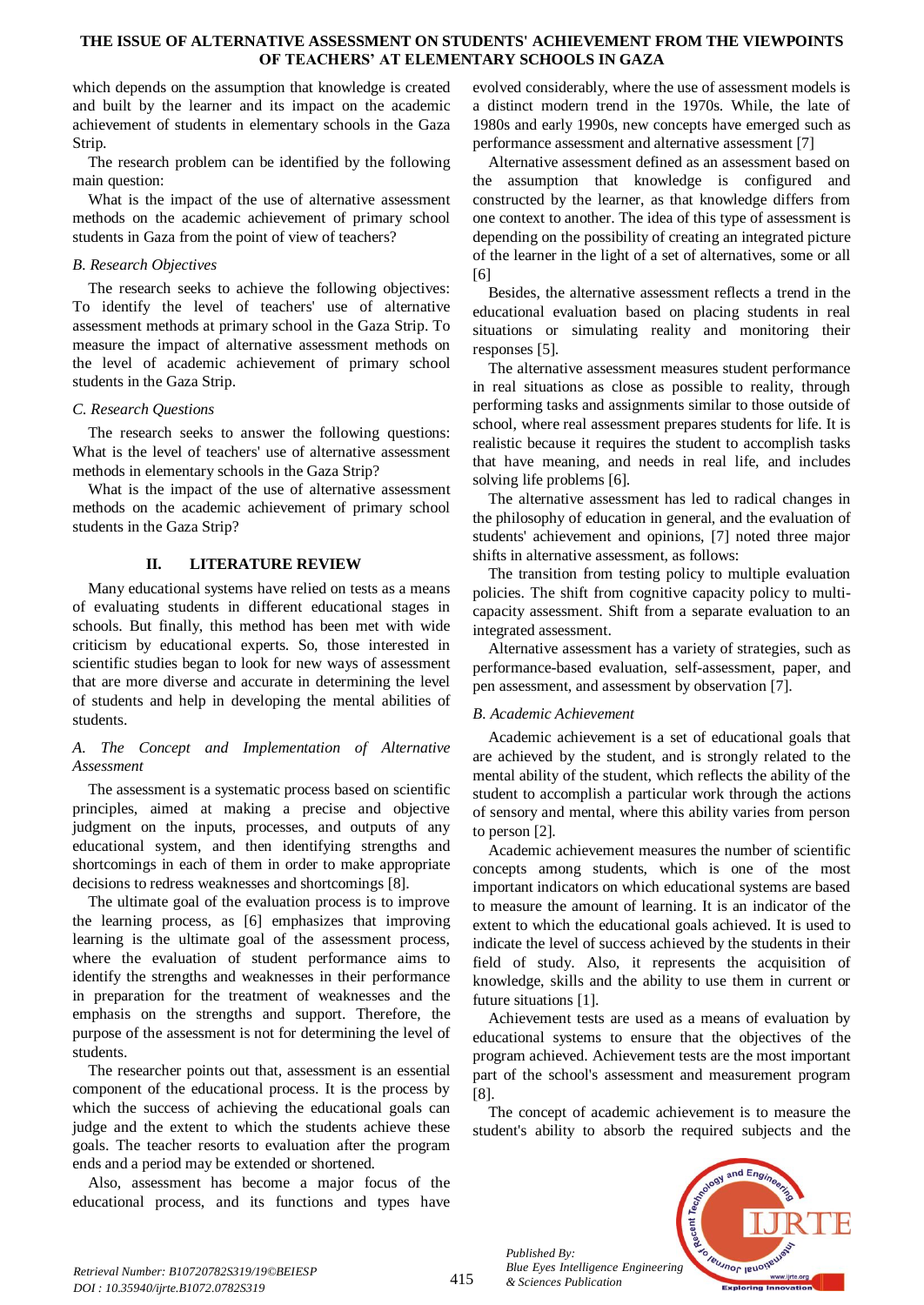which depends on the assumption that knowledge is created and built by the learner and its impact on the academic achievement of students in elementary schools in the Gaza Strip.

The research problem can be identified by the following main question:

What is the impact of the use of alternative assessment methods on the academic achievement of primary school students in Gaza from the point of view of teachers?

### B. Research Objectives

The research seeks to achieve the following objectives: To identify the level of teachers' use of alternative assessment methods at primary school in the Gaza Strip. To measure the impact of alternative assessment methods on the level of academic achievement of primary school students in the Gaza Strip.

### C. Research Questions

The research seeks to answer the following questions: What is the level of teachers' use of alternative assessment methods in elementary schools in the Gaza Strip?

What is the impact of the use of alternative assessment methods on the academic achievement of primary school students in the Gaza Strip?

## II. LITERATURE REVIEW

Many educational systems have relied on tests as a means of evaluating students in different educational stages in schools. But finally, this method has been met with wide criticism by educational experts. So, those interested in scientific studies began to look for new ways of assessment that are more diverse and accurate in determining the level of students and help in developing the mental abilities of students.

### A. The Concept and Implementation of Alternative Assessment

The assessment is a systematic process based on scientific principles, aimed at making a precise and objective judgment on the inputs, processes, and outputs of any educational system, and then identifying strengths and shortcomings in each of them in order to make appropriate decisions to redress weaknesses and shortcomings [8].

The ultimate goal of the evaluation process is to improve the learning process, as [6] emphasizes that improving learning is the ultimate goal of the assessment process, where the evaluation of student performance aims to identify the strengths and weaknesses in their performance in preparation for the treatment of weaknesses and the emphasis on the strengths and support. Therefore, the purpose of the assessment is not for determining the level of students.

The researcher points out that, assessment is an essential component of the educational process. It is the process by which the success of achieving the educational goals can judge and the extent to which the students achieve these goals. The teacher resorts to evaluation after the program ends and a period may be extended or shortened.

Also, assessment has become a major focus of the educational process, and its functions and types have evolved considerably, where the use of assessment models is a distinct modern trend in the 1970s. While, the late of 1980s and early 1990s, new concepts have emerged such as performance assessment and alternative assessment [7]

Alternative assessment defined as an assessment based on the assumption that knowledge is configured and constructed by the learner, as that knowledge differs from one context to another. The idea of this type of assessment is depending on the possibility of creating an integrated picture of the learner in the light of a set of alternatives, some or all [6]

Besides, the alternative assessment reflects a trend in the educational evaluation based on placing students in real situations or simulating reality and monitoring their responses [5].

The alternative assessment measures student performance in real situations as close as possible to reality, through performing tasks and assignments similar to those outside of school, where real assessment prepares students for life. It is realistic because it requires the student to accomplish tasks that have meaning, and needs in real life, and includes solving life problems [6].

The alternative assessment has led to radical changes in the philosophy of education in general, and the evaluation of students' achievement and opinions, [7] noted three major shifts in alternative assessment, as follows:

The transition from testing policy to multiple evaluation policies. The shift from cognitive capacity policy to multi-capacity assessment. Shift from a separate evaluation to an integrated assessment.

Alternative assessment has a variety of strategies, such as performance-based evaluation, self-assessment, paper, and pen assessment, and assessment by observation [7].

### B. Academic Achievement

Academic achievement is a set of educational goals that are achieved by the student, and is strongly related to the mental ability of the student, which reflects the ability of the student to accomplish a particular work through the actions of sensory and mental, where this ability varies from person to person [2].

Academic achievement measures the number of scientific concepts among students, which is one of the most important indicators on which educational systems are based to measure the amount of learning. It is an indicator of the extent to which the educational goals achieved. It is used to indicate the level of success achieved by the students in their field of study. Also, it represents the acquisition of knowledge, skills and the ability to use them in current or future situations [1].

Achievement tests are used as a means of evaluation by educational systems to ensure that the objectives of the program achieved. Achievement tests are the most important part of the school's assessment and measurement program [8].

The concept of academic achievement is to measure the student's ability to absorb the required subjects and the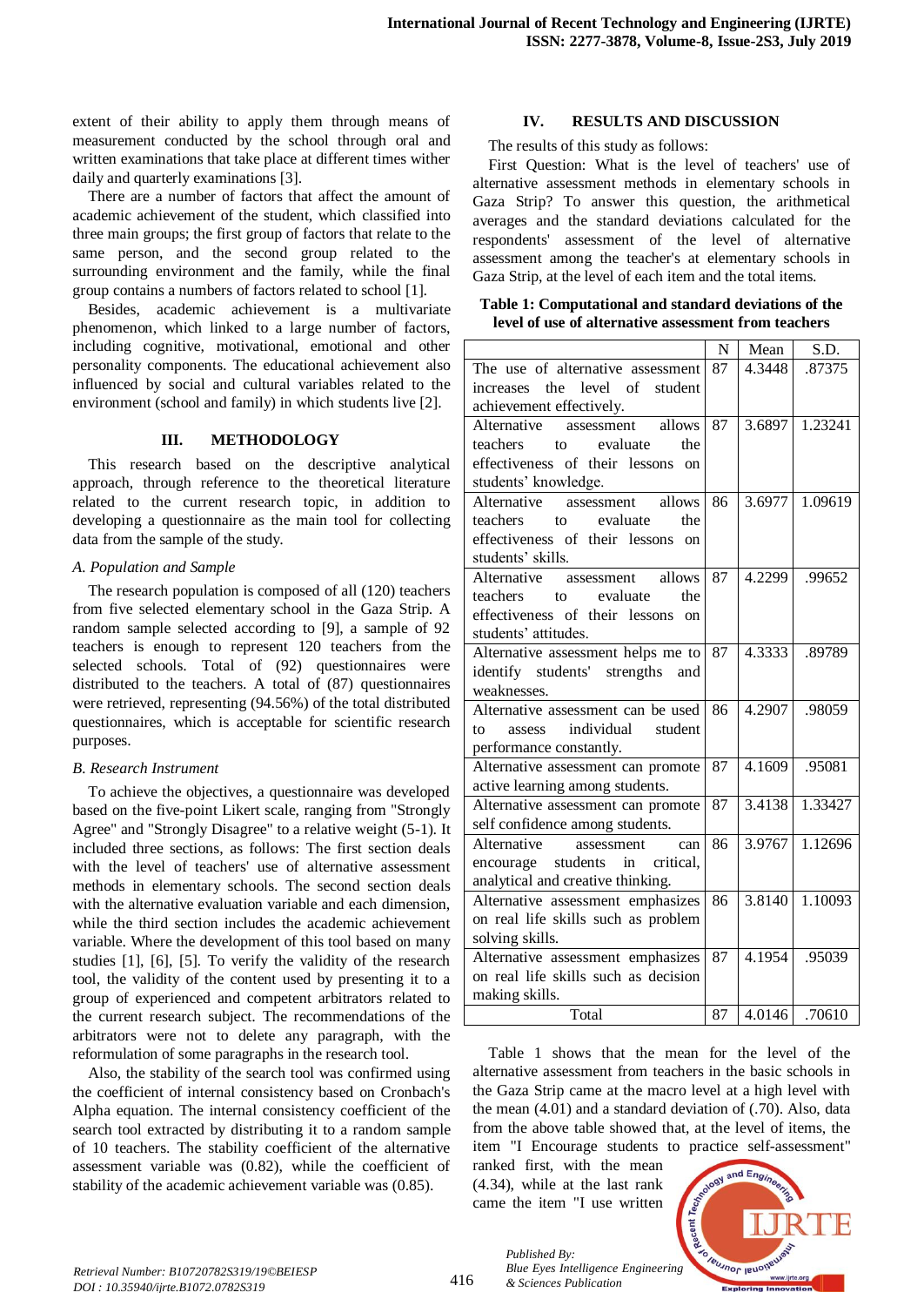extent of their ability to apply them through means of measurement conducted by the school through oral and written examinations that take place at different times wither daily and quarterly examinations [3].

There are a number of factors that affect the amount of academic achievement of the student, which classified into three main groups; the first group of factors that relate to the same person, and the second group related to the surrounding environment and the family, while the final group contains a numbers of factors related to school [1].

Besides, academic achievement is a multivariate phenomenon, which linked to a large number of factors, including cognitive, motivational, emotional and other personality components. The educational achievement also influenced by social and cultural variables related to the environment (school and family) in which students live [2].

## III. METHODOLOGY

This research based on the descriptive analytical approach, through reference to the theoretical literature related to the current research topic, in addition to developing a questionnaire as the main tool for collecting data from the sample of the study.

### *A. Population and Sample*

The research population is composed of all (120) teachers from five selected elementary school in the Gaza Strip. A random sample selected according to [9], a sample of 92 teachers is enough to represent 120 teachers from the selected schools. Total of (92) questionnaires were distributed to the teachers. A total of (87) questionnaires were retrieved, representing (94.56%) of the total distributed questionnaires, which is acceptable for scientific research purposes.

### *B. Research Instrument*

To achieve the objectives, a questionnaire was developed based on the five-point Likert scale, ranging from "Strongly Agree" and "Strongly Disagree" to a relative weight (5-1). It included three sections, as follows: The first section deals with the level of teachers' use of alternative assessment methods in elementary schools. The second section deals with the alternative evaluation variable and each dimension, while the third section includes the academic achievement variable. Where the development of this tool based on many studies [1], [6], [5]. To verify the validity of the research tool, the validity of the content used by presenting it to a group of experienced and competent arbitrators related to the current research subject. The recommendations of the arbitrators were not to delete any paragraph, with the reformulation of some paragraphs in the research tool.

Also, the stability of the search tool was confirmed using the coefficient of internal consistency based on Cronbach's Alpha equation. The internal consistency coefficient of the search tool extracted by distributing it to a random sample of 10 teachers. The stability coefficient of the alternative assessment variable was (0.82), while the coefficient of stability of the academic achievement variable was (0.85).

## IV. RESULTS AND DISCUSSION

The results of this study as follows:

First Question: What is the level of teachers' use of alternative assessment methods in elementary schools in Gaza Strip? To answer this question, the arithmetical averages and the standard deviations calculated for the respondents' assessment of the level of alternative assessment among the teacher's at elementary schools in Gaza Strip, at the level of each item and the total items.

**Table 1: Computational and standard deviations of the level of use of alternative assessment from teachers**

| | N | Mean | S.D. |
|---|---|---|---|
| The use of alternative assessment increases the level of student achievement effectively. | 87 | 4.3448 | .87375 |
| Alternative assessment allows teachers to evaluate the effectiveness of their lessons on students' knowledge. | 87 | 3.6897 | 1.23241 |
| Alternative assessment allows teachers to evaluate the effectiveness of their lessons on students' skills. | 86 | 3.6977 | 1.09619 |
| Alternative assessment allows teachers to evaluate the effectiveness of their lessons on students' attitudes. | 87 | 4.2299 | .99652 |
| Alternative assessment helps me to identify students' strengths and weaknesses. | 87 | 4.3333 | .89789 |
| Alternative assessment can be used to assess individual student performance constantly. | 86 | 4.2907 | .98059 |
| Alternative assessment can promote active learning among students. | 87 | 4.1609 | .95081 |
| Alternative assessment can promote self confidence among students. | 87 | 3.4138 | 1.33427 |
| Alternative assessment can encourage students in critical, analytical and creative thinking. | 86 | 3.9767 | 1.12696 |
| Alternative assessment emphasizes on real life skills such as problem solving skills. | 86 | 3.8140 | 1.10093 |
| Alternative assessment emphasizes on real life skills such as decision making skills. | 87 | 4.1954 | .95039 |
| Total | 87 | 4.0146 | .70610 |

Table 1 shows that the mean for the level of the alternative assessment from teachers in the basic schools in the Gaza Strip came at the macro level at a high level with the mean (4.01) and a standard deviation of (.70). Also, data from the above table showed that, at the level of items, the item "I Encourage students to practice self-assessment" ranked first, with the mean (4.34), while at the last rank came the item "I use written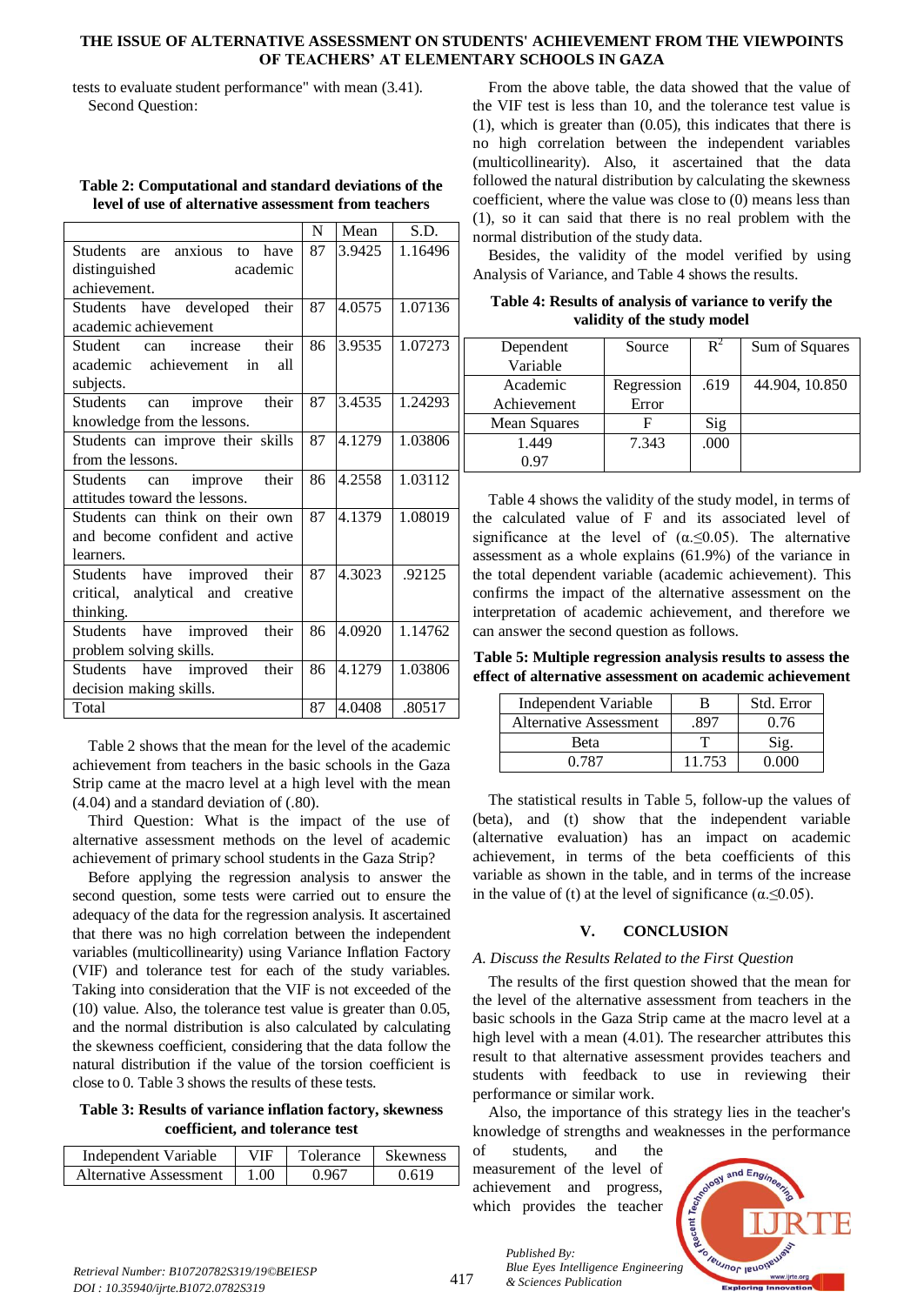tests to evaluate student performance" with mean (3.41).

Second Question:

**Table 2: Computational and standard deviations of the level of use of alternative assessment from teachers**

| | N | Mean | S.D. |
|---|---|---|---|
| Students are anxious to have distinguished academic achievement. | 87 | 3.9425 | 1.16496 |
| Students have developed their academic achievement | 87 | 4.0575 | 1.07136 |
| Student can increase their academic achievement in all subjects. | 86 | 3.9535 | 1.07273 |
| Students can improve their knowledge from the lessons. | 87 | 3.4535 | 1.24293 |
| Students can improve their skills from the lessons. | 87 | 4.1279 | 1.03806 |
| Students can improve their attitudes toward the lessons. | 86 | 4.2558 | 1.03112 |
| Students can think on their own and become confident and active learners. | 87 | 4.1379 | 1.08019 |
| Students have improved their critical, analytical and creative thinking. | 87 | 4.3023 | .92125 |
| Students have improved their problem solving skills. | 86 | 4.0920 | 1.14762 |
| Students have improved their decision making skills. | 86 | 4.1279 | 1.03806 |
| Total | 87 | 4.0408 | .80517 |

Table 2 shows that the mean for the level of the academic achievement from teachers in the basic schools in the Gaza Strip came at the macro level at a high level with the mean (4.04) and a standard deviation of (.80).

Third Question: What is the impact of the use of alternative assessment methods on the level of academic achievement of primary school students in the Gaza Strip?

Before applying the regression analysis to answer the second question, some tests were carried out to ensure the adequacy of the data for the regression analysis. It ascertained that there was no high correlation between the independent variables (multicollinearity) using Variance Inflation Factory (VIF) and tolerance test for each of the study variables. Taking into consideration that the VIF is not exceeded of the (10) value. Also, the tolerance test value is greater than 0.05, and the normal distribution is also calculated by calculating the skewness coefficient, considering that the data follow the natural distribution if the value of the torsion coefficient is close to 0. Table 3 shows the results of these tests.

**Table 3: Results of variance inflation factory, skewness coefficient, and tolerance test**

| Independent Variable | VIF | Tolerance | Skewness |
|---|---|---|---|
| Alternative Assessment | 1.00 | 0.967 | 0.619 |

From the above table, the data showed that the value of the VIF test is less than 10, and the tolerance test value is (1), which is greater than (0.05), this indicates that there is no high correlation between the independent variables (multicollinearity). Also, it ascertained that the data followed the natural distribution by calculating the skewness coefficient, where the value was close to (0) means less than (1), so it can said that there is no real problem with the normal distribution of the study data.

Besides, the validity of the model verified by using Analysis of Variance, and Table 4 shows the results.

**Table 4: Results of analysis of variance to verify the validity of the study model**

| Dependent Variable | Source | $R^2$ | Sum of Squares |
|---|---|---|---|
| Academic Achievement | Regression Error | .619 | 44.904, 10.850 |
| Mean Squares | F | Sig | |
| 1.449 0.97 | 7.343 | .000 | |

Table 4 shows the validity of the study model, in terms of the calculated value of F and its associated level of significance at the level of ($\alpha \leq 0.05$). The alternative assessment as a whole explains (61.9%) of the variance in the total dependent variable (academic achievement). This confirms the impact of the alternative assessment on the interpretation of academic achievement, and therefore we can answer the second question as follows.

**Table 5: Multiple regression analysis results to assess the effect of alternative assessment on academic achievement**

| Independent Variable | B | Std. Error |
|---|---|---|
| Alternative Assessment | .897 | 0.76 |
| Beta | T | Sig. |
| 0.787 | 11.753 | 0.000 |

The statistical results in Table 5, follow-up the values of (beta), and (t) show that the independent variable (alternative evaluation) has an impact on academic achievement, in terms of the beta coefficients of this variable as shown in the table, and in terms of the increase in the value of (t) at the level of significance ($\alpha \leq 0.05$).

## V. CONCLUSION

### *A. Discuss the Results Related to the First Question*

The results of the first question showed that the mean for the level of the alternative assessment from teachers in the basic schools in the Gaza Strip came at the macro level at a high level with a mean (4.01). The researcher attributes this result to that alternative assessment provides teachers and students with feedback to use in reviewing their performance or similar work.

Also, the importance of this strategy lies in the teacher's knowledge of strengths and weaknesses in the performance of students, and the measurement of the level of achievement and progress, which provides the teacher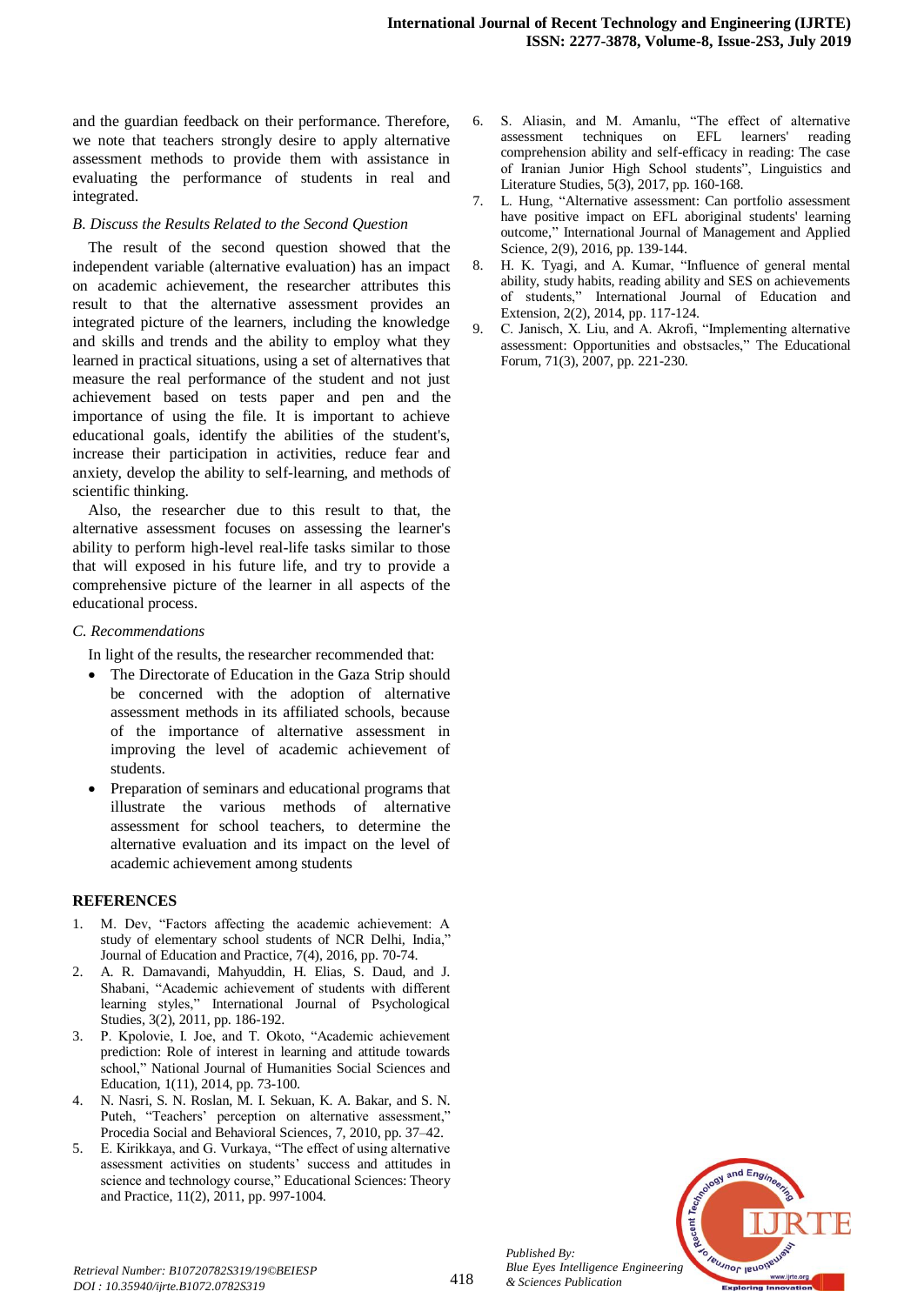and the guardian feedback on their performance. Therefore, we note that teachers strongly desire to apply alternative assessment methods to provide them with assistance in evaluating the performance of students in real and integrated.

### *B. Discuss the Results Related to the Second Question*

The result of the second question showed that the independent variable (alternative evaluation) has an impact on academic achievement, the researcher attributes this result to that the alternative assessment provides an integrated picture of the learners, including the knowledge and skills and trends and the ability to employ what they learned in practical situations, using a set of alternatives that measure the real performance of the student and not just achievement based on tests paper and pen and the importance of using the file. It is important to achieve educational goals, identify the abilities of the student's, increase their participation in activities, reduce fear and anxiety, develop the ability to self-learning, and methods of scientific thinking.

Also, the researcher due to this result to that, the alternative assessment focuses on assessing the learner's ability to perform high-level real-life tasks similar to those that will exposed in his future life, and try to provide a comprehensive picture of the learner in all aspects of the educational process.

### *C. Recommendations*

In light of the results, the researcher recommended that:

- The Directorate of Education in the Gaza Strip should be concerned with the adoption of alternative assessment methods in its affiliated schools, because of the importance of alternative assessment in improving the level of academic achievement of students.
- Preparation of seminars and educational programs that illustrate the various methods of alternative assessment for school teachers, to determine the alternative evaluation and its impact on the level of academic achievement among students

## REFERENCES

1. M. Dev, "Factors affecting the academic achievement: A study of elementary school students of NCR Delhi, India," Journal of Education and Practice, 7(4), 2016, pp. 70-74.
2. A. R. Damavandi, Mahyuddin, H. Elias, S. Daud, and J. Shabani, "Academic achievement of students with different learning styles," International Journal of Psychological Studies, 3(2), 2011, pp. 186-192.
3. P. Kpolovie, I. Joe, and T. Okoto, "Academic achievement prediction: Role of interest in learning and attitude towards school," National Journal of Humanities Social Sciences and Education, 1(11), 2014, pp. 73-100.
4. N. Nasri, S. N. Roslan, M. I. Sekuan, K. A. Bakar, and S. N. Puteh, "Teachers' perception on alternative assessment," Procedia Social and Behavioral Sciences, 7, 2010, pp. 37–42.
5. E. Kirikkaya, and G. Vurkaya, "The effect of using alternative assessment activities on students' success and attitudes in science and technology course," Educational Sciences: Theory and Practice, 11(2), 2011, pp. 997-1004.
6. S. Aliasin, and M. Amanlu, "The effect of alternative assessment techniques on EFL learners' reading comprehension ability and self-efficacy in reading: The case of Iranian Junior High School students", Linguistics and Literature Studies, 5(3), 2017, pp. 160-168.
7. L. Hung, "Alternative assessment: Can portfolio assessment have positive impact on EFL aboriginal students' learning outcome," International Journal of Management and Applied Science, 2(9), 2016, pp. 139-144.
8. H. K. Tyagi, and A. Kumar, "Influence of general mental ability, study habits, reading ability and SES on achievements of students," International Journal of Education and Extension, 2(2), 2014, pp. 117-124.
9. C. Janisch, X. Liu, and A. Akrofi, "Implementing alternative assessment: Opportunities and obstsacles," The Educational Forum, 71(3), 2007, pp. 221-230.